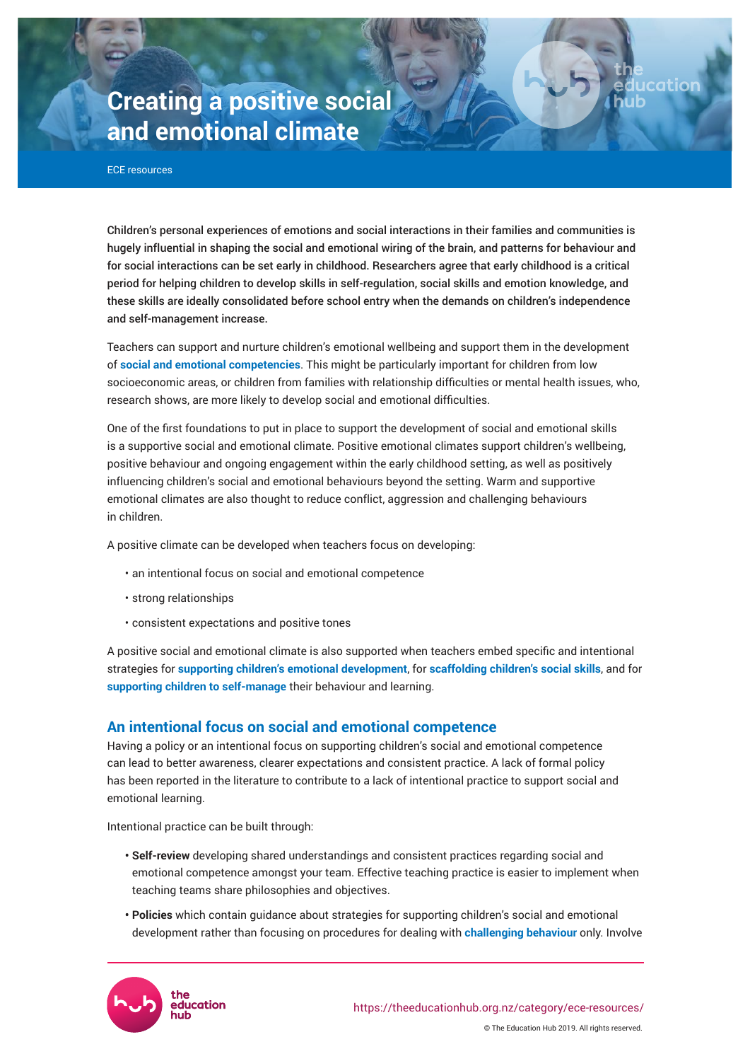# Creating a positive social and emotional climate

ECE resources

Children's personal experiences of emotions and social interactions in their families and communities is hugely influential in shaping the social and emotional wiring of the brain, and patterns for behaviour and for social interactions can be set early in childhood. Researchers agree that early childhood is a critical period for helping children to develop skills in self-regulation, social skills and emotion knowledge, and these skills are ideally consolidated before school entry when the demands on children's independence and self-management increase.

Teachers can support and nurture children's emotional wellbeing and support them in the development of **social and emotional competencies**. This might be particularly important for children from low socioeconomic areas, or children from families with relationship difficulties or mental health issues, who, research shows, are more likely to develop social and emotional difficulties.

One of the first foundations to put in place to support the development of social and emotional skills is a supportive social and emotional climate. Positive emotional climates support children's wellbeing, positive behaviour and ongoing engagement within the early childhood setting, as well as positively influencing children's social and emotional behaviours beyond the setting. Warm and supportive emotional climates are also thought to reduce conflict, aggression and challenging behaviours in children.

A positive climate can be developed when teachers focus on developing:

- an intentional focus on social and emotional competence
- strong relationships
- consistent expectations and positive tones

A positive social and emotional climate is also supported when teachers embed specific and intentional strategies for **supporting children's emotional development**, for **scaffolding children's social skills**, and for **supporting children to self-manage** their behaviour and learning.

## An intentional focus on social and emotional competence

Having a policy or an intentional focus on supporting children's social and emotional competence can lead to better awareness, clearer expectations and consistent practice. A lack of formal policy has been reported in the literature to contribute to a lack of intentional practice to support social and emotional learning.

Intentional practice can be built through:

- **Self-review** developing shared understandings and consistent practices regarding social and emotional competence amongst your team. Effective teaching practice is easier to implement when teaching teams share philosophies and objectives.
- **Policies** which contain guidance about strategies for supporting children's social and emotional development rather than focusing on procedures for dealing with **challenging behaviour** only. Involve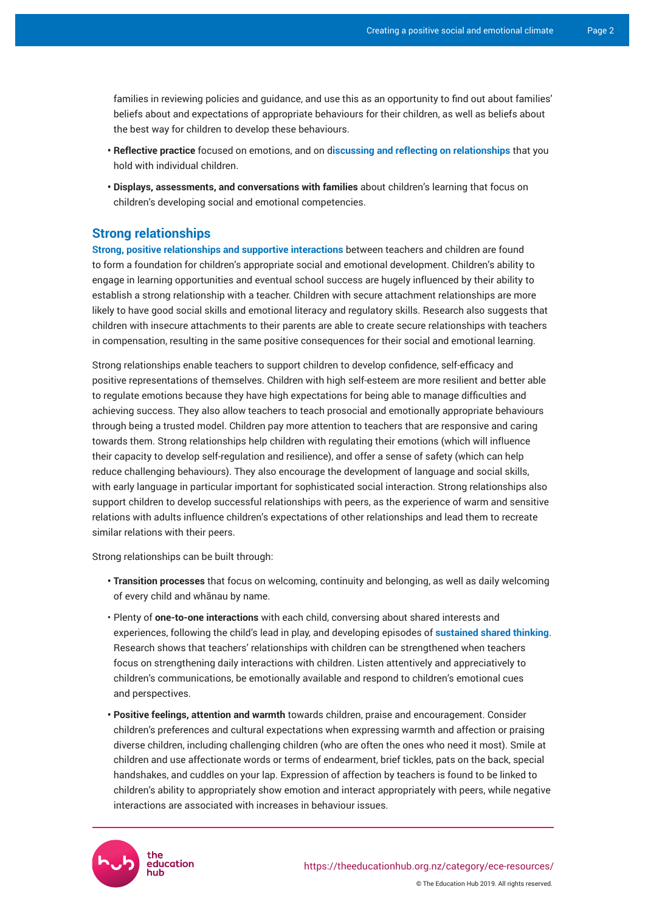families in reviewing policies and guidance, and use this as an opportunity to find out about families' beliefs about and expectations of appropriate behaviours for their children, as well as beliefs about the best way for children to develop these behaviours.

- **Reflective practice** focused on emotions, and on discussing and reflecting on relationships that you hold with individual children.
- **Displays, assessments, and conversations with families** about children's learning that focus on children's developing social and emotional competencies.

## Strong relationships

Strong, positive relationships and supportive interactions between teachers and children are found to form a foundation for children's appropriate social and emotional development. Children's ability to engage in learning opportunities and eventual school success are hugely influenced by their ability to establish a strong relationship with a teacher. Children with secure attachment relationships are more likely to have good social skills and emotional literacy and regulatory skills. Research also suggests that children with insecure attachments to their parents are able to create secure relationships with teachers in compensation, resulting in the same positive consequences for their social and emotional learning.

Strong relationships enable teachers to support children to develop confidence, self-efficacy and positive representations of themselves. Children with high self-esteem are more resilient and better able to regulate emotions because they have high expectations for being able to manage difficulties and achieving success. They also allow teachers to teach prosocial and emotionally appropriate behaviours through being a trusted model. Children pay more attention to teachers that are responsive and caring towards them. Strong relationships help children with regulating their emotions (which will influence their capacity to develop self-regulation and resilience), and offer a sense of safety (which can help reduce challenging behaviours). They also encourage the development of language and social skills, with early language in particular important for sophisticated social interaction. Strong relationships also support children to develop successful relationships with peers, as the experience of warm and sensitive relations with adults influence children's expectations of other relationships and lead them to recreate similar relations with their peers.

Strong relationships can be built through:

- **Transition processes** that focus on welcoming, continuity and belonging, as well as daily welcoming of every child and whānau by name.
- Plenty of **one-to-one interactions** with each child, conversing about shared interests and experiences, following the child's lead in play, and developing episodes of sustained shared thinking. Research shows that teachers' relationships with children can be strengthened when teachers focus on strengthening daily interactions with children. Listen attentively and appreciatively to children's communications, be emotionally available and respond to children's emotional cues and perspectives.
- **Positive feelings, attention and warmth** towards children, praise and encouragement. Consider children's preferences and cultural expectations when expressing warmth and affection or praising diverse children, including challenging children (who are often the ones who need it most). Smile at children and use affectionate words or terms of endearment, brief tickles, pats on the back, special handshakes, and cuddles on your lap. Expression of affection by teachers is found to be linked to children's ability to appropriately show emotion and interact appropriately with peers, while negative interactions are associated with increases in behaviour issues.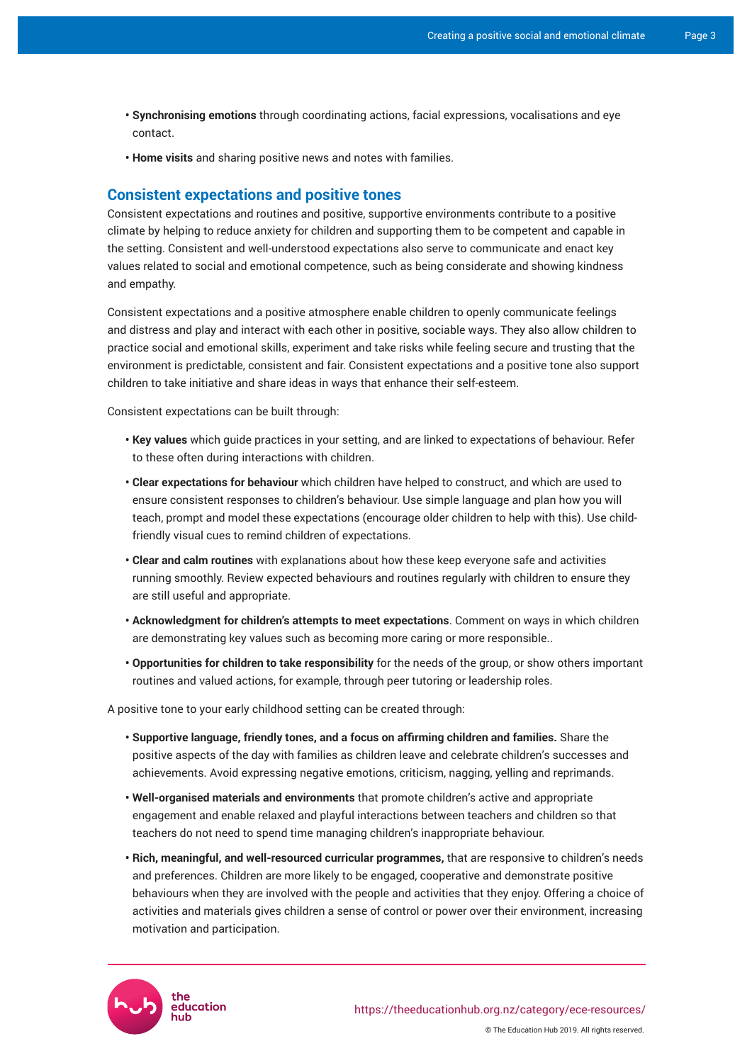- **Synchronising emotions** through coordinating actions, facial expressions, vocalisations and eye contact.
- **Home visits** and sharing positive news and notes with families.

## Consistent expectations and positive tones

Consistent expectations and routines and positive, supportive environments contribute to a positive climate by helping to reduce anxiety for children and supporting them to be competent and capable in the setting. Consistent and well-understood expectations also serve to communicate and enact key values related to social and emotional competence, such as being considerate and showing kindness and empathy.

Consistent expectations and a positive atmosphere enable children to openly communicate feelings and distress and play and interact with each other in positive, sociable ways. They also allow children to practice social and emotional skills, experiment and take risks while feeling secure and trusting that the environment is predictable, consistent and fair. Consistent expectations and a positive tone also support children to take initiative and share ideas in ways that enhance their self-esteem.

Consistent expectations can be built through:

- **Key values** which guide practices in your setting, and are linked to expectations of behaviour. Refer to these often during interactions with children.
- **Clear expectations for behaviour** which children have helped to construct, and which are used to ensure consistent responses to children's behaviour. Use simple language and plan how you will teach, prompt and model these expectations (encourage older children to help with this). Use child-friendly visual cues to remind children of expectations.
- **Clear and calm routines** with explanations about how these keep everyone safe and activities running smoothly. Review expected behaviours and routines regularly with children to ensure they are still useful and appropriate.
- **Acknowledgment for children's attempts to meet expectations**. Comment on ways in which children are demonstrating key values such as becoming more caring or more responsible..
- **Opportunities for children to take responsibility** for the needs of the group, or show others important routines and valued actions, for example, through peer tutoring or leadership roles.

A positive tone to your early childhood setting can be created through:

- **Supportive language, friendly tones, and a focus on affirming children and families.** Share the positive aspects of the day with families as children leave and celebrate children's successes and achievements. Avoid expressing negative emotions, criticism, nagging, yelling and reprimands.
- **Well-organised materials and environments** that promote children's active and appropriate engagement and enable relaxed and playful interactions between teachers and children so that teachers do not need to spend time managing children's inappropriate behaviour.
- **Rich, meaningful, and well-resourced curricular programmes,** that are responsive to children's needs and preferences. Children are more likely to be engaged, cooperative and demonstrate positive behaviours when they are involved with the people and activities that they enjoy. Offering a choice of activities and materials gives children a sense of control or power over their environment, increasing motivation and participation.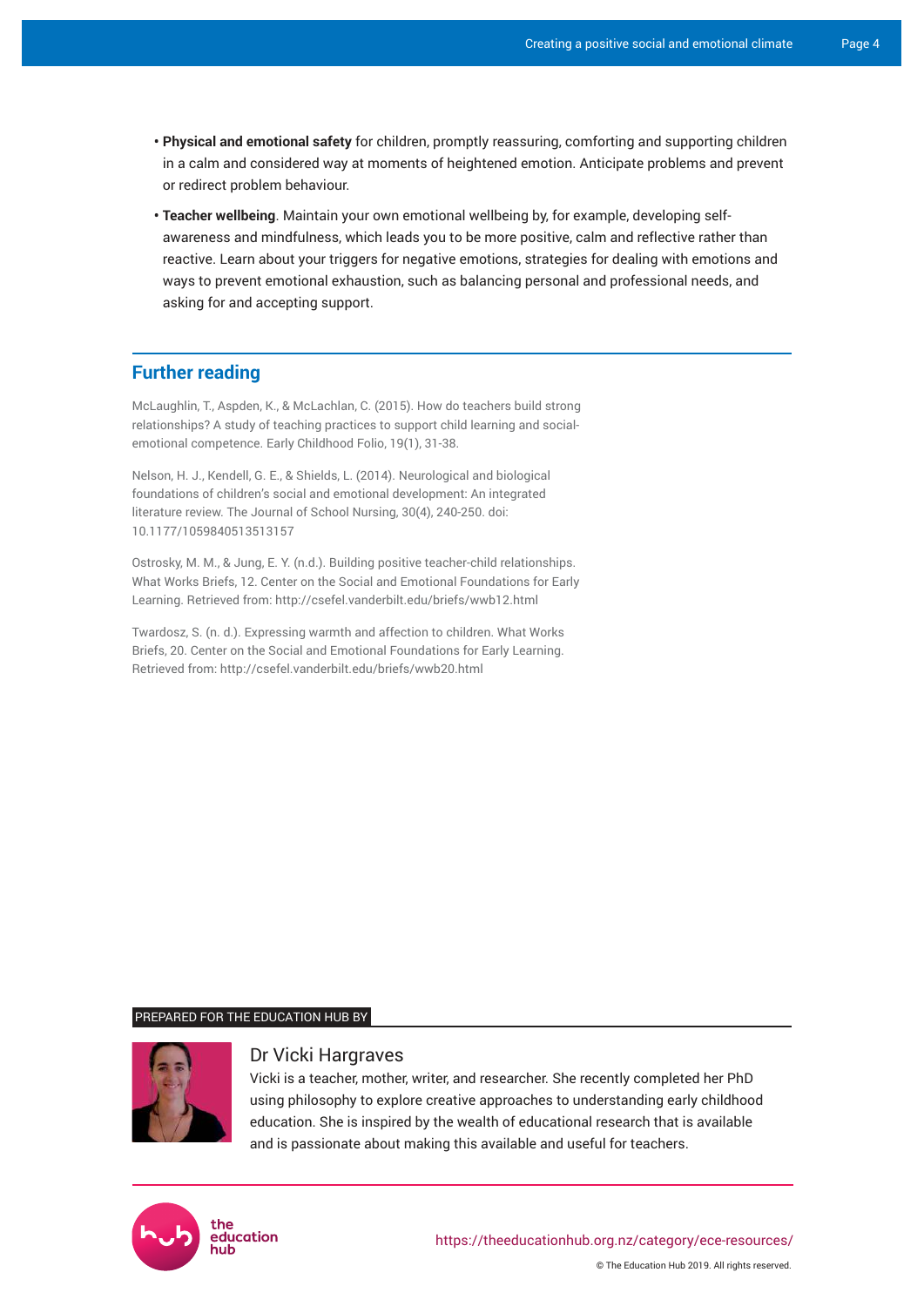- **Physical and emotional safety** for children, promptly reassuring, comforting and supporting children in a calm and considered way at moments of heightened emotion. Anticipate problems and prevent or redirect problem behaviour.
- **Teacher wellbeing**. Maintain your own emotional wellbeing by, for example, developing self-awareness and mindfulness, which leads you to be more positive, calm and reflective rather than reactive. Learn about your triggers for negative emotions, strategies for dealing with emotions and ways to prevent emotional exhaustion, such as balancing personal and professional needs, and asking for and accepting support.

## Further reading

McLaughlin, T., Aspden, K., & McLachlan, C. (2015). How do teachers build strong relationships? A study of teaching practices to support child learning and social-emotional competence. Early Childhood Folio, 19(1), 31-38.

Nelson, H. J., Kendell, G. E., & Shields, L. (2014). Neurological and biological foundations of children's social and emotional development: An integrated literature review. The Journal of School Nursing, 30(4), 240-250. doi: 10.1177/1059840513513157

Ostrosky, M. M., & Jung, E. Y. (n.d.). Building positive teacher-child relationships. What Works Briefs, 12. Center on the Social and Emotional Foundations for Early Learning. Retrieved from: http://csefel.vanderbilt.edu/briefs/wwb12.html

Twardosz, S. (n. d.). Expressing warmth and affection to children. What Works Briefs, 20. Center on the Social and Emotional Foundations for Early Learning. Retrieved from: http://csefel.vanderbilt.edu/briefs/wwb20.html

PREPARED FOR THE EDUCATION HUB BY

### Dr Vicki Hargraves

Vicki is a teacher, mother, writer, and researcher. She recently completed her PhD using philosophy to explore creative approaches to understanding early childhood education. She is inspired by the wealth of educational research that is available and is passionate about making this available and useful for teachers.

the education hub

https://theeducationhub.org.nz/category/ece-resources/

© The Education Hub 2019. All rights reserved.